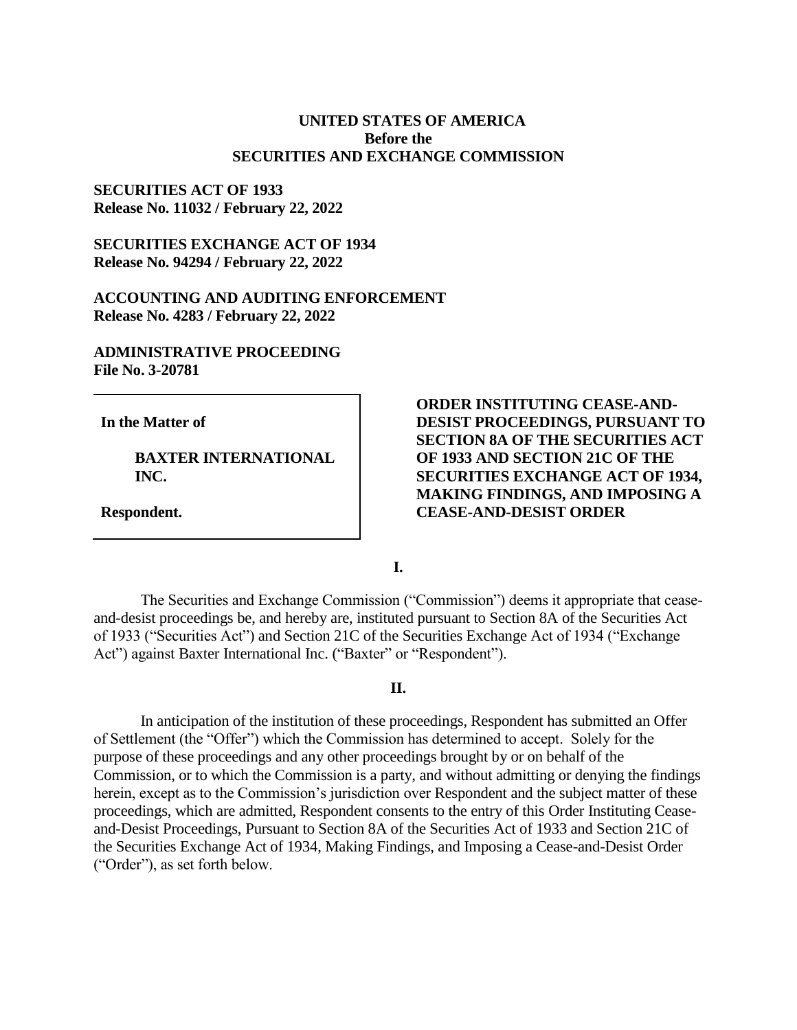**UNITED STATES OF AMERICA**
**Before the**
**SECURITIES AND EXCHANGE COMMISSION**

**SECURITIES ACT OF 1933**
**Release No. 11032 / February 22, 2022**

**SECURITIES EXCHANGE ACT OF 1934**
**Release No. 94294 / February 22, 2022**

**ACCOUNTING AND AUDITING ENFORCEMENT**
**Release No. 4283 / February 22, 2022**

**ADMINISTRATIVE PROCEEDING**
**File No. 3-20781**

**In the Matter of**

**BAXTER INTERNATIONAL INC.**

**Respondent.**

**ORDER INSTITUTING CEASE-AND-DESIST PROCEEDINGS, PURSUANT TO SECTION 8A OF THE SECURITIES ACT OF 1933 AND SECTION 21C OF THE SECURITIES EXCHANGE ACT OF 1934, MAKING FINDINGS, AND IMPOSING A CEASE-AND-DESIST ORDER**

**I.**

The Securities and Exchange Commission ("Commission") deems it appropriate that cease-and-desist proceedings be, and hereby are, instituted pursuant to Section 8A of the Securities Act of 1933 ("Securities Act") and Section 21C of the Securities Exchange Act of 1934 ("Exchange Act") against Baxter International Inc. ("Baxter" or "Respondent").

**II.**

In anticipation of the institution of these proceedings, Respondent has submitted an Offer of Settlement (the "Offer") which the Commission has determined to accept. Solely for the purpose of these proceedings and any other proceedings brought by or on behalf of the Commission, or to which the Commission is a party, and without admitting or denying the findings herein, except as to the Commission's jurisdiction over Respondent and the subject matter of these proceedings, which are admitted, Respondent consents to the entry of this Order Instituting Cease-and-Desist Proceedings, Pursuant to Section 8A of the Securities Act of 1933 and Section 21C of the Securities Exchange Act of 1934, Making Findings, and Imposing a Cease-and-Desist Order ("Order"), as set forth below.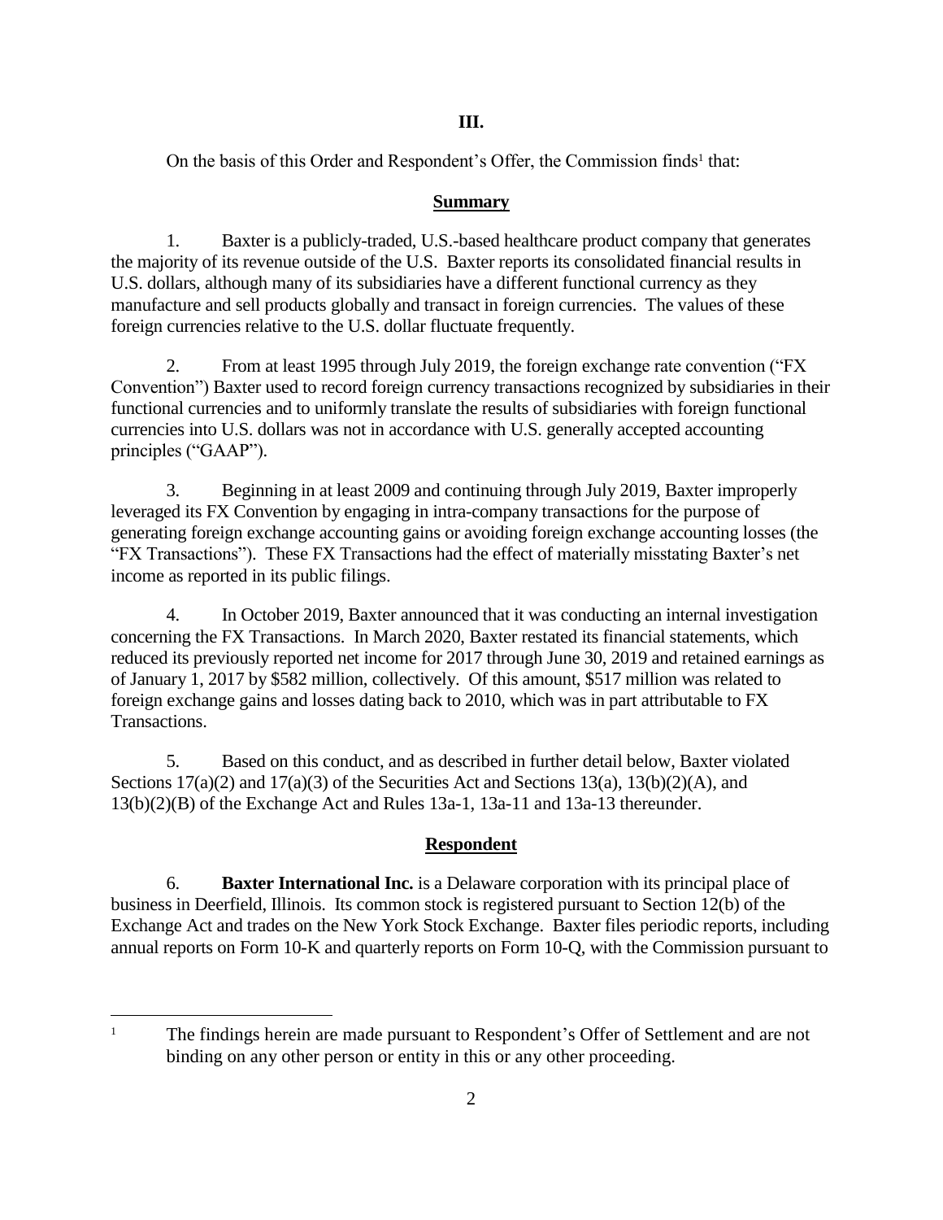## III.

On the basis of this Order and Respondent's Offer, the Commission finds[1] that:

### Summary

1. Baxter is a publicly-traded, U.S.-based healthcare product company that generates the majority of its revenue outside of the U.S. Baxter reports its consolidated financial results in U.S. dollars, although many of its subsidiaries have a different functional currency as they manufacture and sell products globally and transact in foreign currencies. The values of these foreign currencies relative to the U.S. dollar fluctuate frequently.

2. From at least 1995 through July 2019, the foreign exchange rate convention ("FX Convention") Baxter used to record foreign currency transactions recognized by subsidiaries in their functional currencies and to uniformly translate the results of subsidiaries with foreign functional currencies into U.S. dollars was not in accordance with U.S. generally accepted accounting principles ("GAAP").

3. Beginning in at least 2009 and continuing through July 2019, Baxter improperly leveraged its FX Convention by engaging in intra-company transactions for the purpose of generating foreign exchange accounting gains or avoiding foreign exchange accounting losses (the "FX Transactions"). These FX Transactions had the effect of materially misstating Baxter's net income as reported in its public filings.

4. In October 2019, Baxter announced that it was conducting an internal investigation concerning the FX Transactions. In March 2020, Baxter restated its financial statements, which reduced its previously reported net income for 2017 through June 30, 2019 and retained earnings as of January 1, 2017 by $582 million, collectively. Of this amount, $517 million was related to foreign exchange gains and losses dating back to 2010, which was in part attributable to FX Transactions.

5. Based on this conduct, and as described in further detail below, Baxter violated Sections 17(a)(2) and 17(a)(3) of the Securities Act and Sections 13(a), 13(b)(2)(A), and 13(b)(2)(B) of the Exchange Act and Rules 13a-1, 13a-11 and 13a-13 thereunder.

### Respondent

6. **Baxter International Inc.** is a Delaware corporation with its principal place of business in Deerfield, Illinois. Its common stock is registered pursuant to Section 12(b) of the Exchange Act and trades on the New York Stock Exchange. Baxter files periodic reports, including annual reports on Form 10-K and quarterly reports on Form 10-Q, with the Commission pursuant to

---

[1] The findings herein are made pursuant to Respondent's Offer of Settlement and are not binding on any other person or entity in this or any other proceeding.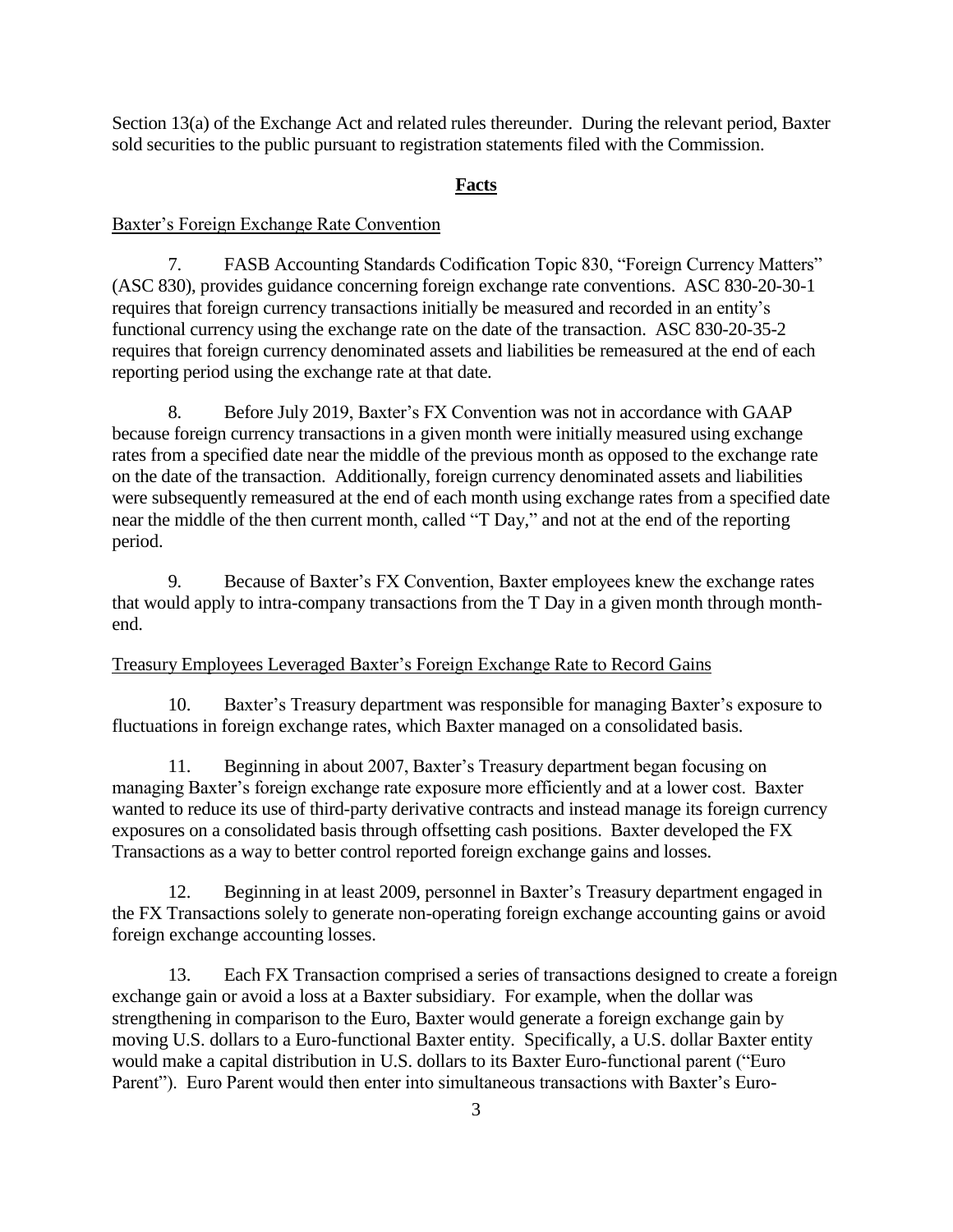Section 13(a) of the Exchange Act and related rules thereunder. During the relevant period, Baxter sold securities to the public pursuant to registration statements filed with the Commission.

## **Facts**

Baxter's Foreign Exchange Rate Convention

7. FASB Accounting Standards Codification Topic 830, "Foreign Currency Matters" (ASC 830), provides guidance concerning foreign exchange rate conventions. ASC 830-20-30-1 requires that foreign currency transactions initially be measured and recorded in an entity's functional currency using the exchange rate on the date of the transaction. ASC 830-20-35-2 requires that foreign currency denominated assets and liabilities be remeasured at the end of each reporting period using the exchange rate at that date.

8. Before July 2019, Baxter's FX Convention was not in accordance with GAAP because foreign currency transactions in a given month were initially measured using exchange rates from a specified date near the middle of the previous month as opposed to the exchange rate on the date of the transaction. Additionally, foreign currency denominated assets and liabilities were subsequently remeasured at the end of each month using exchange rates from a specified date near the middle of the then current month, called "T Day," and not at the end of the reporting period.

9. Because of Baxter's FX Convention, Baxter employees knew the exchange rates that would apply to intra-company transactions from the T Day in a given month through month-end.

Treasury Employees Leveraged Baxter's Foreign Exchange Rate to Record Gains

10. Baxter's Treasury department was responsible for managing Baxter's exposure to fluctuations in foreign exchange rates, which Baxter managed on a consolidated basis.

11. Beginning in about 2007, Baxter's Treasury department began focusing on managing Baxter's foreign exchange rate exposure more efficiently and at a lower cost. Baxter wanted to reduce its use of third-party derivative contracts and instead manage its foreign currency exposures on a consolidated basis through offsetting cash positions. Baxter developed the FX Transactions as a way to better control reported foreign exchange gains and losses.

12. Beginning in at least 2009, personnel in Baxter's Treasury department engaged in the FX Transactions solely to generate non-operating foreign exchange accounting gains or avoid foreign exchange accounting losses.

13. Each FX Transaction comprised a series of transactions designed to create a foreign exchange gain or avoid a loss at a Baxter subsidiary. For example, when the dollar was strengthening in comparison to the Euro, Baxter would generate a foreign exchange gain by moving U.S. dollars to a Euro-functional Baxter entity. Specifically, a U.S. dollar Baxter entity would make a capital distribution in U.S. dollars to its Baxter Euro-functional parent ("Euro Parent"). Euro Parent would then enter into simultaneous transactions with Baxter's Euro-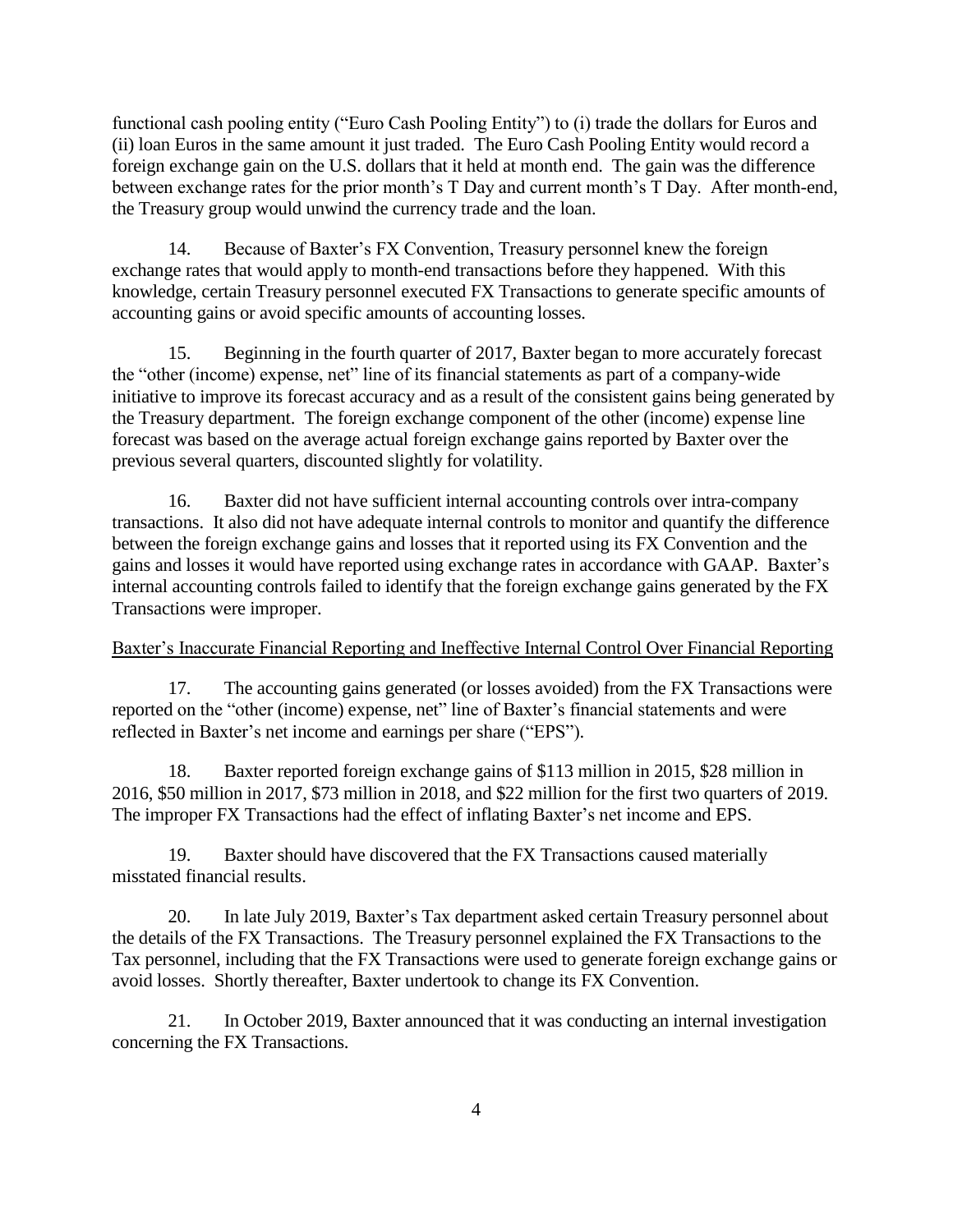functional cash pooling entity ("Euro Cash Pooling Entity") to (i) trade the dollars for Euros and (ii) loan Euros in the same amount it just traded. The Euro Cash Pooling Entity would record a foreign exchange gain on the U.S. dollars that it held at month end. The gain was the difference between exchange rates for the prior month's T Day and current month's T Day. After month-end, the Treasury group would unwind the currency trade and the loan.

14. Because of Baxter's FX Convention, Treasury personnel knew the foreign exchange rates that would apply to month-end transactions before they happened. With this knowledge, certain Treasury personnel executed FX Transactions to generate specific amounts of accounting gains or avoid specific amounts of accounting losses.

15. Beginning in the fourth quarter of 2017, Baxter began to more accurately forecast the "other (income) expense, net" line of its financial statements as part of a company-wide initiative to improve its forecast accuracy and as a result of the consistent gains being generated by the Treasury department. The foreign exchange component of the other (income) expense line forecast was based on the average actual foreign exchange gains reported by Baxter over the previous several quarters, discounted slightly for volatility.

16. Baxter did not have sufficient internal accounting controls over intra-company transactions. It also did not have adequate internal controls to monitor and quantify the difference between the foreign exchange gains and losses that it reported using its FX Convention and the gains and losses it would have reported using exchange rates in accordance with GAAP. Baxter's internal accounting controls failed to identify that the foreign exchange gains generated by the FX Transactions were improper.

<u>Baxter's Inaccurate Financial Reporting and Ineffective Internal Control Over Financial Reporting</u>

17. The accounting gains generated (or losses avoided) from the FX Transactions were reported on the "other (income) expense, net" line of Baxter's financial statements and were reflected in Baxter's net income and earnings per share ("EPS").

18. Baxter reported foreign exchange gains of $113 million in 2015, $28 million in 2016, $50 million in 2017, $73 million in 2018, and $22 million for the first two quarters of 2019. The improper FX Transactions had the effect of inflating Baxter's net income and EPS.

19. Baxter should have discovered that the FX Transactions caused materially misstated financial results.

20. In late July 2019, Baxter's Tax department asked certain Treasury personnel about the details of the FX Transactions. The Treasury personnel explained the FX Transactions to the Tax personnel, including that the FX Transactions were used to generate foreign exchange gains or avoid losses. Shortly thereafter, Baxter undertook to change its FX Convention.

21. In October 2019, Baxter announced that it was conducting an internal investigation concerning the FX Transactions.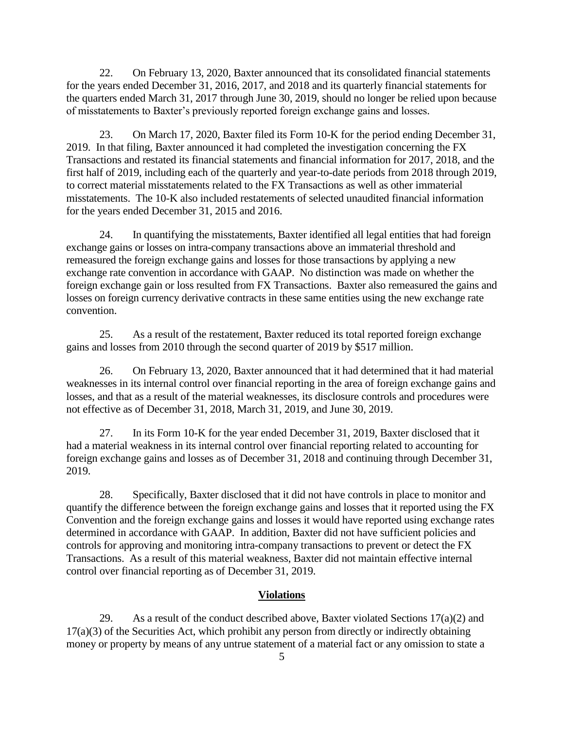22. On February 13, 2020, Baxter announced that its consolidated financial statements for the years ended December 31, 2016, 2017, and 2018 and its quarterly financial statements for the quarters ended March 31, 2017 through June 30, 2019, should no longer be relied upon because of misstatements to Baxter's previously reported foreign exchange gains and losses.

23. On March 17, 2020, Baxter filed its Form 10-K for the period ending December 31, 2019. In that filing, Baxter announced it had completed the investigation concerning the FX Transactions and restated its financial statements and financial information for 2017, 2018, and the first half of 2019, including each of the quarterly and year-to-date periods from 2018 through 2019, to correct material misstatements related to the FX Transactions as well as other immaterial misstatements. The 10-K also included restatements of selected unaudited financial information for the years ended December 31, 2015 and 2016.

24. In quantifying the misstatements, Baxter identified all legal entities that had foreign exchange gains or losses on intra-company transactions above an immaterial threshold and remeasured the foreign exchange gains and losses for those transactions by applying a new exchange rate convention in accordance with GAAP. No distinction was made on whether the foreign exchange gain or loss resulted from FX Transactions. Baxter also remeasured the gains and losses on foreign currency derivative contracts in these same entities using the new exchange rate convention.

25. As a result of the restatement, Baxter reduced its total reported foreign exchange gains and losses from 2010 through the second quarter of 2019 by $517 million.

26. On February 13, 2020, Baxter announced that it had determined that it had material weaknesses in its internal control over financial reporting in the area of foreign exchange gains and losses, and that as a result of the material weaknesses, its disclosure controls and procedures were not effective as of December 31, 2018, March 31, 2019, and June 30, 2019.

27. In its Form 10-K for the year ended December 31, 2019, Baxter disclosed that it had a material weakness in its internal control over financial reporting related to accounting for foreign exchange gains and losses as of December 31, 2018 and continuing through December 31, 2019.

28. Specifically, Baxter disclosed that it did not have controls in place to monitor and quantify the difference between the foreign exchange gains and losses that it reported using the FX Convention and the foreign exchange gains and losses it would have reported using exchange rates determined in accordance with GAAP. In addition, Baxter did not have sufficient policies and controls for approving and monitoring intra-company transactions to prevent or detect the FX Transactions. As a result of this material weakness, Baxter did not maintain effective internal control over financial reporting as of December 31, 2019.

## Violations

29. As a result of the conduct described above, Baxter violated Sections 17(a)(2) and 17(a)(3) of the Securities Act, which prohibit any person from directly or indirectly obtaining money or property by means of any untrue statement of a material fact or any omission to state a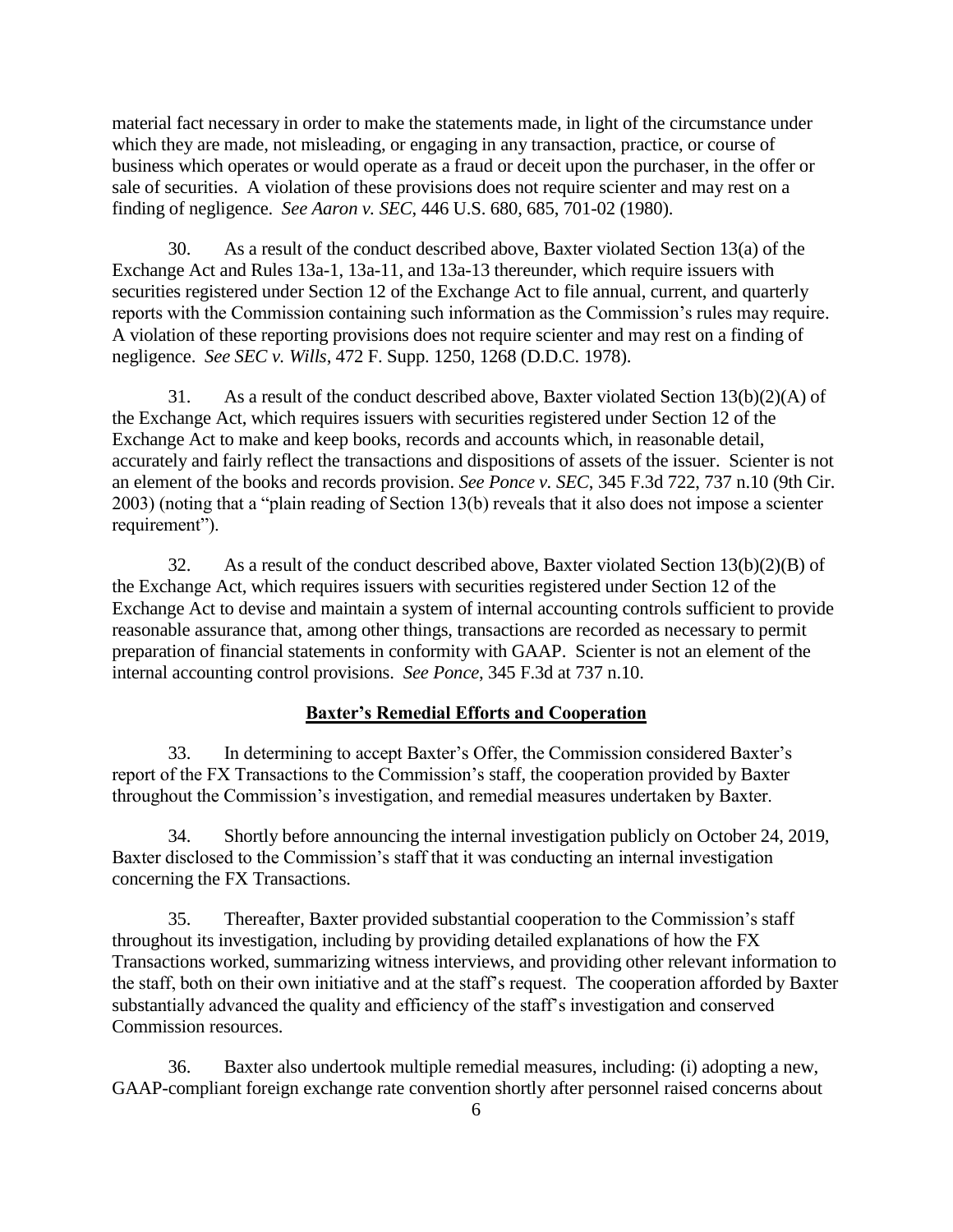material fact necessary in order to make the statements made, in light of the circumstance under which they are made, not misleading, or engaging in any transaction, practice, or course of business which operates or would operate as a fraud or deceit upon the purchaser, in the offer or sale of securities. A violation of these provisions does not require scienter and may rest on a finding of negligence. *See Aaron v. SEC*, 446 U.S. 680, 685, 701-02 (1980).

30. As a result of the conduct described above, Baxter violated Section 13(a) of the Exchange Act and Rules 13a-1, 13a-11, and 13a-13 thereunder, which require issuers with securities registered under Section 12 of the Exchange Act to file annual, current, and quarterly reports with the Commission containing such information as the Commission's rules may require. A violation of these reporting provisions does not require scienter and may rest on a finding of negligence. *See SEC v. Wills*, 472 F. Supp. 1250, 1268 (D.D.C. 1978).

31. As a result of the conduct described above, Baxter violated Section 13(b)(2)(A) of the Exchange Act, which requires issuers with securities registered under Section 12 of the Exchange Act to make and keep books, records and accounts which, in reasonable detail, accurately and fairly reflect the transactions and dispositions of assets of the issuer. Scienter is not an element of the books and records provision. *See Ponce v. SEC*, 345 F.3d 722, 737 n.10 (9th Cir. 2003) (noting that a "plain reading of Section 13(b) reveals that it also does not impose a scienter requirement").

32. As a result of the conduct described above, Baxter violated Section 13(b)(2)(B) of the Exchange Act, which requires issuers with securities registered under Section 12 of the Exchange Act to devise and maintain a system of internal accounting controls sufficient to provide reasonable assurance that, among other things, transactions are recorded as necessary to permit preparation of financial statements in conformity with GAAP. Scienter is not an element of the internal accounting control provisions. *See Ponce*, 345 F.3d at 737 n.10.

## Baxter's Remedial Efforts and Cooperation

33. In determining to accept Baxter's Offer, the Commission considered Baxter's report of the FX Transactions to the Commission's staff, the cooperation provided by Baxter throughout the Commission's investigation, and remedial measures undertaken by Baxter.

34. Shortly before announcing the internal investigation publicly on October 24, 2019, Baxter disclosed to the Commission's staff that it was conducting an internal investigation concerning the FX Transactions.

35. Thereafter, Baxter provided substantial cooperation to the Commission's staff throughout its investigation, including by providing detailed explanations of how the FX Transactions worked, summarizing witness interviews, and providing other relevant information to the staff, both on their own initiative and at the staff's request. The cooperation afforded by Baxter substantially advanced the quality and efficiency of the staff's investigation and conserved Commission resources.

36. Baxter also undertook multiple remedial measures, including: (i) adopting a new, GAAP-compliant foreign exchange rate convention shortly after personnel raised concerns about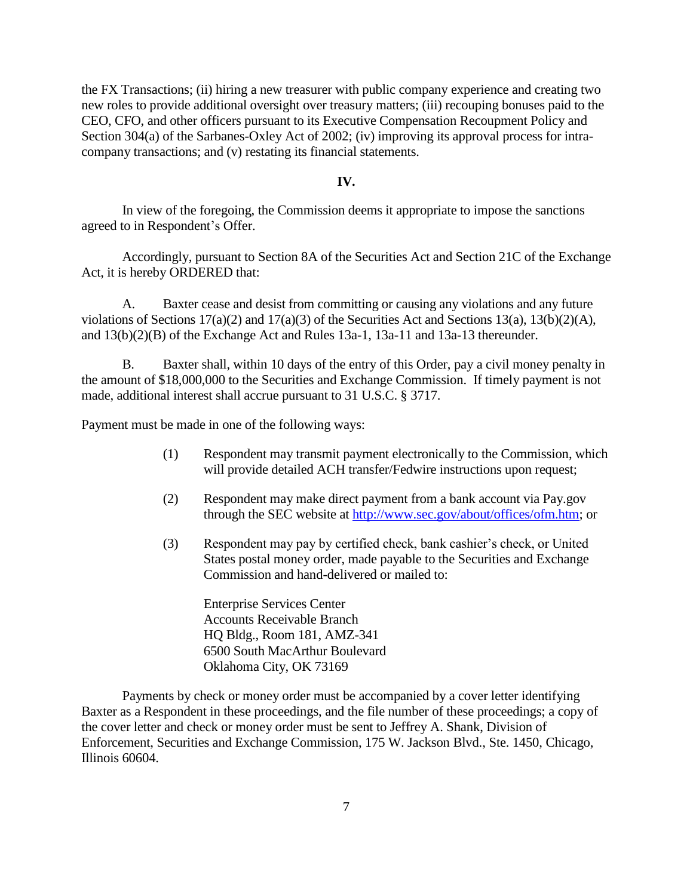the FX Transactions; (ii) hiring a new treasurer with public company experience and creating two new roles to provide additional oversight over treasury matters; (iii) recouping bonuses paid to the CEO, CFO, and other officers pursuant to its Executive Compensation Recoupment Policy and Section 304(a) of the Sarbanes-Oxley Act of 2002; (iv) improving its approval process for intra-company transactions; and (v) restating its financial statements.

## IV.

In view of the foregoing, the Commission deems it appropriate to impose the sanctions agreed to in Respondent's Offer.

Accordingly, pursuant to Section 8A of the Securities Act and Section 21C of the Exchange Act, it is hereby ORDERED that:

A. Baxter cease and desist from committing or causing any violations and any future violations of Sections 17(a)(2) and 17(a)(3) of the Securities Act and Sections 13(a), 13(b)(2)(A), and 13(b)(2)(B) of the Exchange Act and Rules 13a-1, 13a-11 and 13a-13 thereunder.

B. Baxter shall, within 10 days of the entry of this Order, pay a civil money penalty in the amount of $18,000,000 to the Securities and Exchange Commission. If timely payment is not made, additional interest shall accrue pursuant to 31 U.S.C. § 3717.

Payment must be made in one of the following ways:

(1) Respondent may transmit payment electronically to the Commission, which will provide detailed ACH transfer/Fedwire instructions upon request;

(2) Respondent may make direct payment from a bank account via Pay.gov through the SEC website at http://www.sec.gov/about/offices/ofm.htm; or

(3) Respondent may pay by certified check, bank cashier's check, or United States postal money order, made payable to the Securities and Exchange Commission and hand-delivered or mailed to:

Enterprise Services Center
Accounts Receivable Branch
HQ Bldg., Room 181, AMZ-341
6500 South MacArthur Boulevard
Oklahoma City, OK 73169

Payments by check or money order must be accompanied by a cover letter identifying Baxter as a Respondent in these proceedings, and the file number of these proceedings; a copy of the cover letter and check or money order must be sent to Jeffrey A. Shank, Division of Enforcement, Securities and Exchange Commission, 175 W. Jackson Blvd., Ste. 1450, Chicago, Illinois 60604.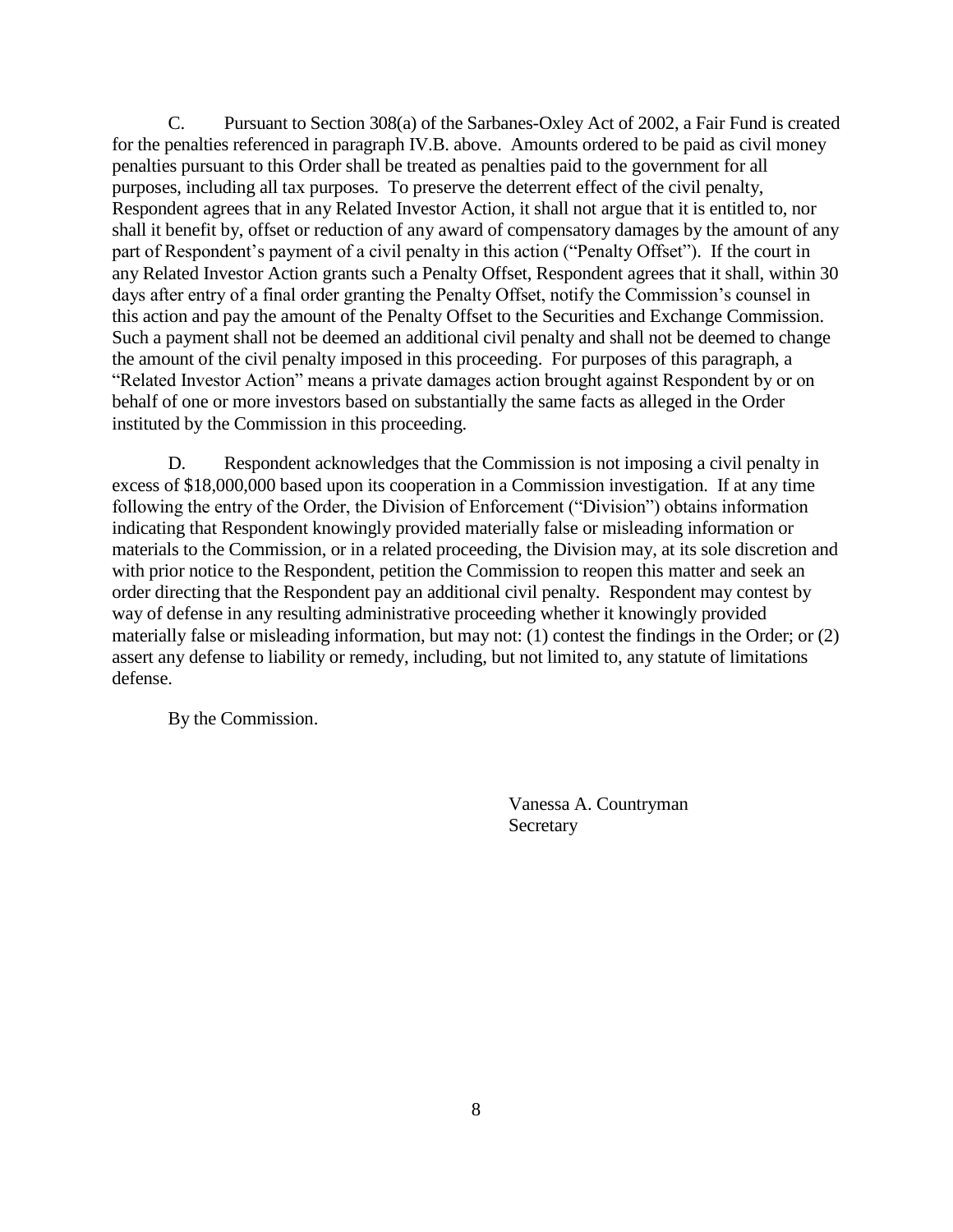C. Pursuant to Section 308(a) of the Sarbanes-Oxley Act of 2002, a Fair Fund is created for the penalties referenced in paragraph IV.B. above. Amounts ordered to be paid as civil money penalties pursuant to this Order shall be treated as penalties paid to the government for all purposes, including all tax purposes. To preserve the deterrent effect of the civil penalty, Respondent agrees that in any Related Investor Action, it shall not argue that it is entitled to, nor shall it benefit by, offset or reduction of any award of compensatory damages by the amount of any part of Respondent's payment of a civil penalty in this action ("Penalty Offset"). If the court in any Related Investor Action grants such a Penalty Offset, Respondent agrees that it shall, within 30 days after entry of a final order granting the Penalty Offset, notify the Commission's counsel in this action and pay the amount of the Penalty Offset to the Securities and Exchange Commission. Such a payment shall not be deemed an additional civil penalty and shall not be deemed to change the amount of the civil penalty imposed in this proceeding. For purposes of this paragraph, a "Related Investor Action" means a private damages action brought against Respondent by or on behalf of one or more investors based on substantially the same facts as alleged in the Order instituted by the Commission in this proceeding.

D. Respondent acknowledges that the Commission is not imposing a civil penalty in excess of $18,000,000 based upon its cooperation in a Commission investigation. If at any time following the entry of the Order, the Division of Enforcement ("Division") obtains information indicating that Respondent knowingly provided materially false or misleading information or materials to the Commission, or in a related proceeding, the Division may, at its sole discretion and with prior notice to the Respondent, petition the Commission to reopen this matter and seek an order directing that the Respondent pay an additional civil penalty. Respondent may contest by way of defense in any resulting administrative proceeding whether it knowingly provided materially false or misleading information, but may not: (1) contest the findings in the Order; or (2) assert any defense to liability or remedy, including, but not limited to, any statute of limitations defense.

By the Commission.

Vanessa A. Countryman
Secretary